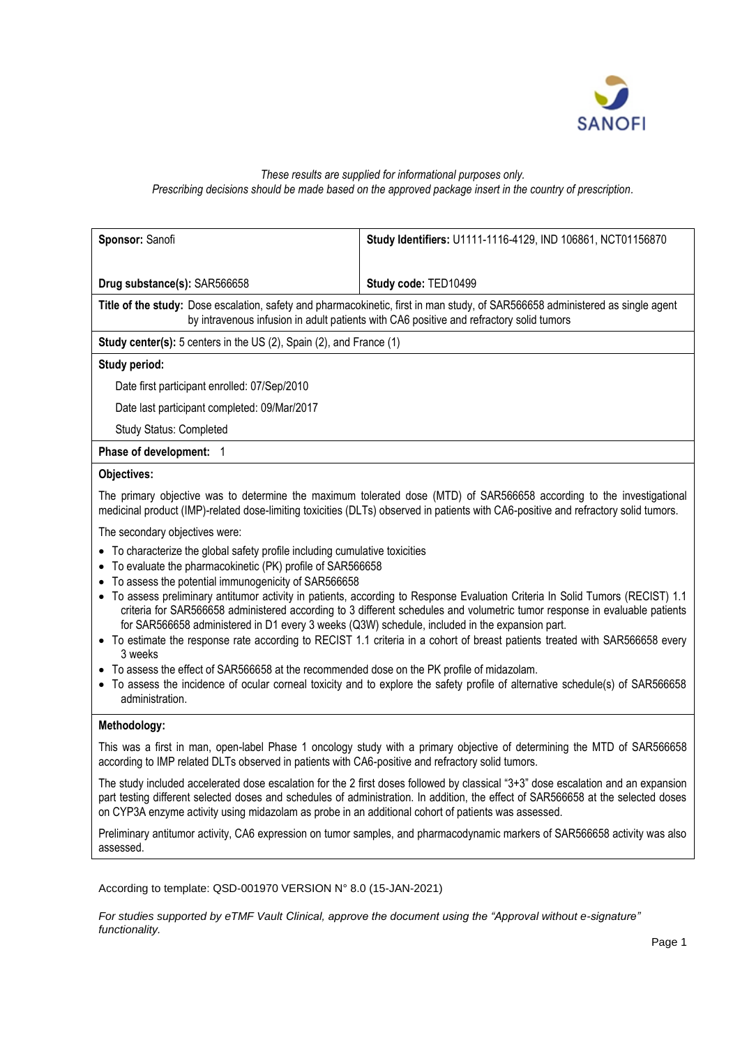*These results are supplied for informational purposes only.*
*Prescribing decisions should be made based on the approved package insert in the country of prescription.*

| **Sponsor:** Sanofi | **Study Identifiers:** U1111-1116-4129, IND 106861, NCT01156870 |
|---|---|
| **Drug substance(s):** SAR566658 | **Study code:** TED10499 |

**Title of the study:** Dose escalation, safety and pharmacokinetic, first in man study, of SAR566658 administered as single agent by intravenous infusion in adult patients with CA6 positive and refractory solid tumors

**Study center(s):** 5 centers in the US (2), Spain (2), and France (1)

**Study period:**

Date first participant enrolled: 07/Sep/2010

Date last participant completed: 09/Mar/2017

Study Status: Completed

**Phase of development:** 1

**Objectives:**

The primary objective was to determine the maximum tolerated dose (MTD) of SAR566658 according to the investigational medicinal product (IMP)-related dose-limiting toxicities (DLTs) observed in patients with CA6-positive and refractory solid tumors.

The secondary objectives were:

- To characterize the global safety profile including cumulative toxicities
- To evaluate the pharmacokinetic (PK) profile of SAR566658
- To assess the potential immunogenicity of SAR566658
- To assess preliminary antitumor activity in patients, according to Response Evaluation Criteria In Solid Tumors (RECIST) 1.1 criteria for SAR566658 administered according to 3 different schedules and volumetric tumor response in evaluable patients for SAR566658 administered in D1 every 3 weeks (Q3W) schedule, included in the expansion part.
- To estimate the response rate according to RECIST 1.1 criteria in a cohort of breast patients treated with SAR566658 every 3 weeks
- To assess the effect of SAR566658 at the recommended dose on the PK profile of midazolam.
- To assess the incidence of ocular corneal toxicity and to explore the safety profile of alternative schedule(s) of SAR566658 administration.

**Methodology:**

This was a first in man, open-label Phase 1 oncology study with a primary objective of determining the MTD of SAR566658 according to IMP related DLTs observed in patients with CA6-positive and refractory solid tumors.

The study included accelerated dose escalation for the 2 first doses followed by classical "3+3" dose escalation and an expansion part testing different selected doses and schedules of administration. In addition, the effect of SAR566658 at the selected doses on CYP3A enzyme activity using midazolam as probe in an additional cohort of patients was assessed.

Preliminary antitumor activity, CA6 expression on tumor samples, and pharmacodynamic markers of SAR566658 activity was also assessed.

According to template: QSD-001970 VERSION N° 8.0 (15-JAN-2021)

*For studies supported by eTMF Vault Clinical, approve the document using the "Approval without e-signature" functionality.*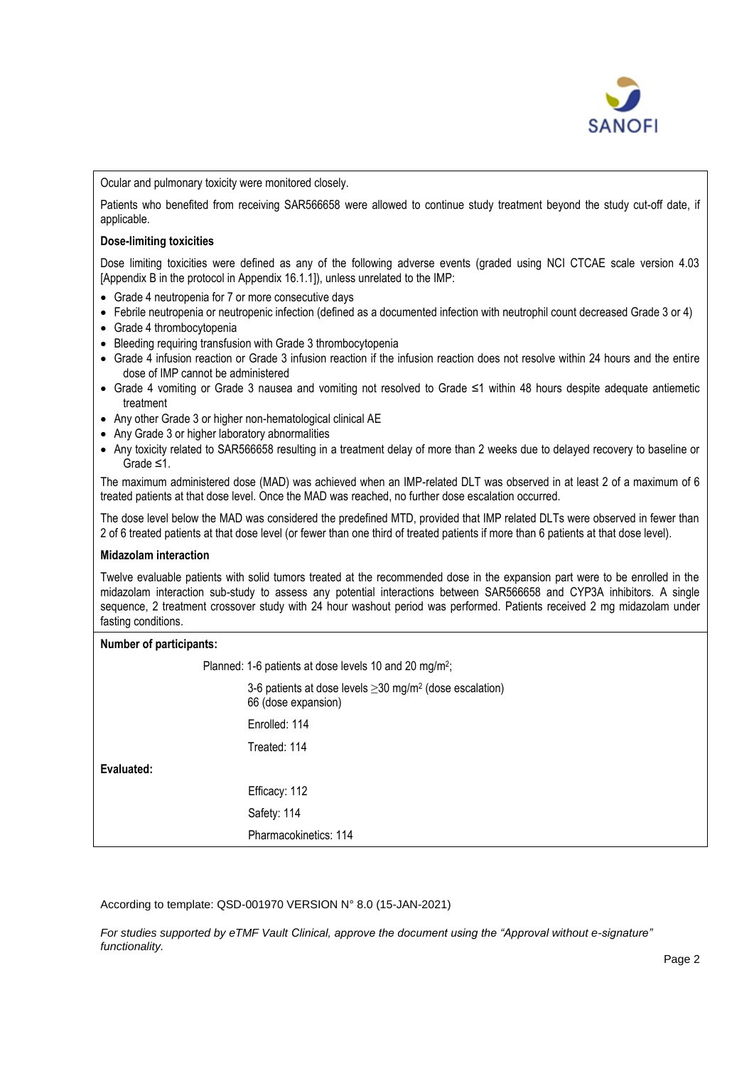Ocular and pulmonary toxicity were monitored closely.

Patients who benefited from receiving SAR566658 were allowed to continue study treatment beyond the study cut-off date, if applicable.

**Dose-limiting toxicities**

Dose limiting toxicities were defined as any of the following adverse events (graded using NCI CTCAE scale version 4.03 [Appendix B in the protocol in Appendix 16.1.1]), unless unrelated to the IMP:

- Grade 4 neutropenia for 7 or more consecutive days
- Febrile neutropenia or neutropenic infection (defined as a documented infection with neutrophil count decreased Grade 3 or 4)
- Grade 4 thrombocytopenia
- Bleeding requiring transfusion with Grade 3 thrombocytopenia
- Grade 4 infusion reaction or Grade 3 infusion reaction if the infusion reaction does not resolve within 24 hours and the entire dose of IMP cannot be administered
- Grade 4 vomiting or Grade 3 nausea and vomiting not resolved to Grade ≤1 within 48 hours despite adequate antiemetic treatment
- Any other Grade 3 or higher non-hematological clinical AE
- Any Grade 3 or higher laboratory abnormalities
- Any toxicity related to SAR566658 resulting in a treatment delay of more than 2 weeks due to delayed recovery to baseline or Grade ≤1.

The maximum administered dose (MAD) was achieved when an IMP-related DLT was observed in at least 2 of a maximum of 6 treated patients at that dose level. Once the MAD was reached, no further dose escalation occurred.

The dose level below the MAD was considered the predefined MTD, provided that IMP related DLTs were observed in fewer than 2 of 6 treated patients at that dose level (or fewer than one third of treated patients if more than 6 patients at that dose level).

**Midazolam interaction**

Twelve evaluable patients with solid tumors treated at the recommended dose in the expansion part were to be enrolled in the midazolam interaction sub-study to assess any potential interactions between SAR566658 and CYP3A inhibitors. A single sequence, 2 treatment crossover study with 24 hour washout period was performed. Patients received 2 mg midazolam under fasting conditions.

**Number of participants:**

Planned: 1-6 patients at dose levels 10 and 20 mg/m$^2$;

3-6 patients at dose levels ≥30 mg/m$^2$ (dose escalation)
66 (dose expansion)

Enrolled: 114

Treated: 114

**Evaluated:**

Efficacy: 112

Safety: 114

Pharmacokinetics: 114

According to template: QSD-001970 VERSION N° 8.0 (15-JAN-2021)

*For studies supported by eTMF Vault Clinical, approve the document using the "Approval without e-signature" functionality.*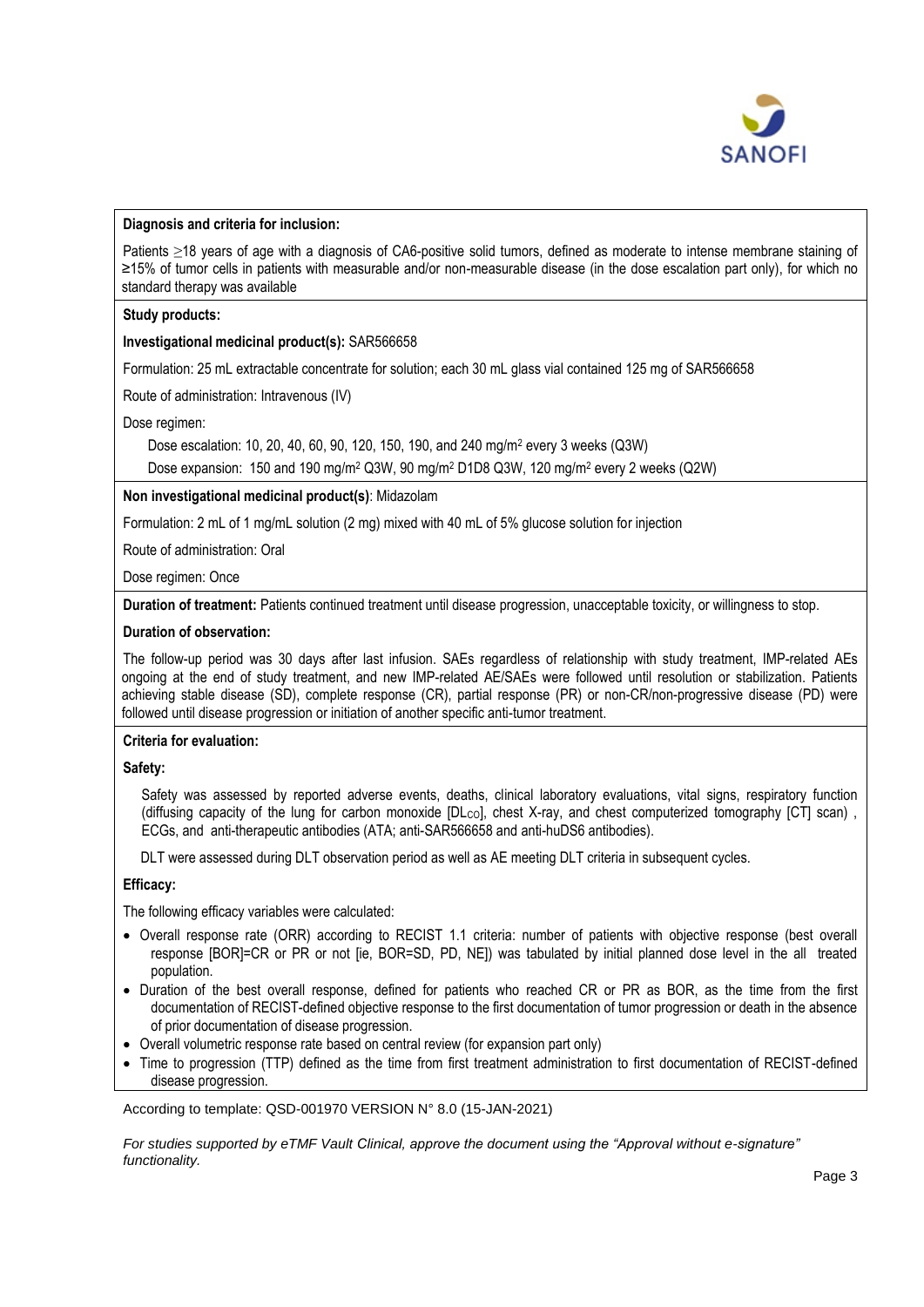**Diagnosis and criteria for inclusion:**

Patients ≥18 years of age with a diagnosis of CA6-positive solid tumors, defined as moderate to intense membrane staining of ≥15% of tumor cells in patients with measurable and/or non-measurable disease (in the dose escalation part only), for which no standard therapy was available

**Study products:**

**Investigational medicinal product(s):** SAR566658

Formulation: 25 mL extractable concentrate for solution; each 30 mL glass vial contained 125 mg of SAR566658

Route of administration: Intravenous (IV)

Dose regimen:

Dose escalation: 10, 20, 40, 60, 90, 120, 150, 190, and 240 mg/m$^2$ every 3 weeks (Q3W)

Dose expansion: 150 and 190 mg/m$^2$ Q3W, 90 mg/m$^2$ D1D8 Q3W, 120 mg/m$^2$ every 2 weeks (Q2W)

**Non investigational medicinal product(s)**: Midazolam

Formulation: 2 mL of 1 mg/mL solution (2 mg) mixed with 40 mL of 5% glucose solution for injection

Route of administration: Oral

Dose regimen: Once

**Duration of treatment:** Patients continued treatment until disease progression, unacceptable toxicity, or willingness to stop.

**Duration of observation:**

The follow-up period was 30 days after last infusion. SAEs regardless of relationship with study treatment, IMP-related AEs ongoing at the end of study treatment, and new IMP-related AE/SAEs were followed until resolution or stabilization. Patients achieving stable disease (SD), complete response (CR), partial response (PR) or non-CR/non-progressive disease (PD) were followed until disease progression or initiation of another specific anti-tumor treatment.

**Criteria for evaluation:**

**Safety:**

Safety was assessed by reported adverse events, deaths, clinical laboratory evaluations, vital signs, respiratory function (diffusing capacity of the lung for carbon monoxide [$DL_{CO}$], chest X-ray, and chest computerized tomography [CT] scan) , ECGs, and anti-therapeutic antibodies (ATA; anti-SAR566658 and anti-huDS6 antibodies).

DLT were assessed during DLT observation period as well as AE meeting DLT criteria in subsequent cycles.

**Efficacy:**

The following efficacy variables were calculated:

- Overall response rate (ORR) according to RECIST 1.1 criteria: number of patients with objective response (best overall response [BOR]=CR or PR or not [ie, BOR=SD, PD, NE]) was tabulated by initial planned dose level in the all treated population.
- Duration of the best overall response, defined for patients who reached CR or PR as BOR, as the time from the first documentation of RECIST-defined objective response to the first documentation of tumor progression or death in the absence of prior documentation of disease progression.
- Overall volumetric response rate based on central review (for expansion part only)
- Time to progression (TTP) defined as the time from first treatment administration to first documentation of RECIST-defined disease progression.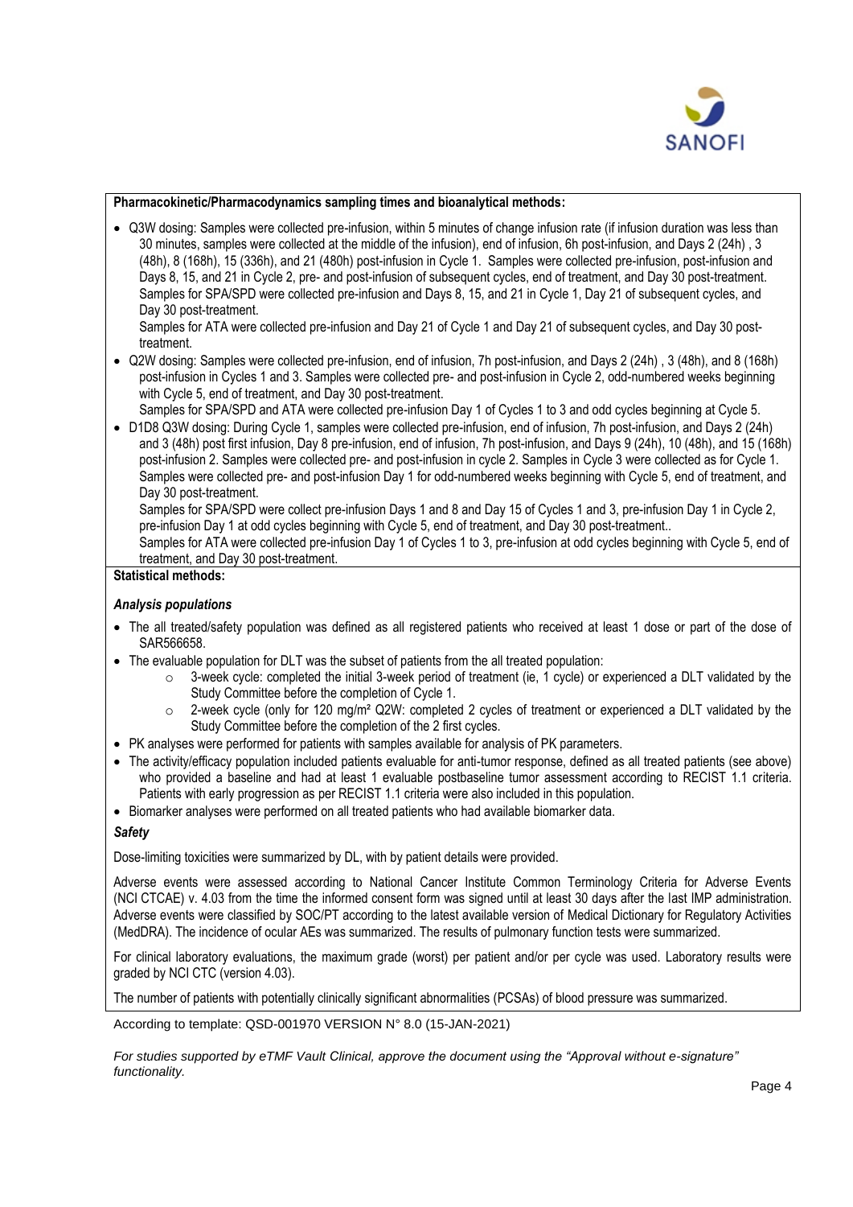**Pharmacokinetic/Pharmacodynamics sampling times and bioanalytical methods:**

- Q3W dosing: Samples were collected pre-infusion, within 5 minutes of change infusion rate (if infusion duration was less than 30 minutes, samples were collected at the middle of the infusion), end of infusion, 6h post-infusion, and Days 2 (24h) , 3 (48h), 8 (168h), 15 (336h), and 21 (480h) post-infusion in Cycle 1. Samples were collected pre-infusion, post-infusion and Days 8, 15, and 21 in Cycle 2, pre- and post-infusion of subsequent cycles, end of treatment, and Day 30 post-treatment. Samples for SPA/SPD were collected pre-infusion and Days 8, 15, and 21 in Cycle 1, Day 21 of subsequent cycles, and Day 30 post-treatment.
  Samples for ATA were collected pre-infusion and Day 21 of Cycle 1 and Day 21 of subsequent cycles, and Day 30 post-treatment.
- Q2W dosing: Samples were collected pre-infusion, end of infusion, 7h post-infusion, and Days 2 (24h) , 3 (48h), and 8 (168h) post-infusion in Cycles 1 and 3. Samples were collected pre- and post-infusion in Cycle 2, odd-numbered weeks beginning with Cycle 5, end of treatment, and Day 30 post-treatment.
  Samples for SPA/SPD and ATA were collected pre-infusion Day 1 of Cycles 1 to 3 and odd cycles beginning at Cycle 5.
- D1D8 Q3W dosing: During Cycle 1, samples were collected pre-infusion, end of infusion, 7h post-infusion, and Days 2 (24h) and 3 (48h) post first infusion, Day 8 pre-infusion, end of infusion, 7h post-infusion, and Days 9 (24h), 10 (48h), and 15 (168h) post-infusion 2. Samples were collected pre- and post-infusion in cycle 2. Samples in Cycle 3 were collected as for Cycle 1. Samples were collected pre- and post-infusion Day 1 for odd-numbered weeks beginning with Cycle 5, end of treatment, and Day 30 post-treatment.
  Samples for SPA/SPD were collect pre-infusion Days 1 and 8 and Day 15 of Cycles 1 and 3, pre-infusion Day 1 in Cycle 2, pre-infusion Day 1 at odd cycles beginning with Cycle 5, end of treatment, and Day 30 post-treatment..
  Samples for ATA were collected pre-infusion Day 1 of Cycles 1 to 3, pre-infusion at odd cycles beginning with Cycle 5, end of treatment, and Day 30 post-treatment.

**Statistical methods:**

***Analysis populations***

- The all treated/safety population was defined as all registered patients who received at least 1 dose or part of the dose of SAR566658.
- The evaluable population for DLT was the subset of patients from the all treated population:
  - 3-week cycle: completed the initial 3-week period of treatment (ie, 1 cycle) or experienced a DLT validated by the Study Committee before the completion of Cycle 1.
  - 2-week cycle (only for 120 mg/m² Q2W: completed 2 cycles of treatment or experienced a DLT validated by the Study Committee before the completion of the 2 first cycles.
- PK analyses were performed for patients with samples available for analysis of PK parameters.
- The activity/efficacy population included patients evaluable for anti-tumor response, defined as all treated patients (see above) who provided a baseline and had at least 1 evaluable postbaseline tumor assessment according to RECIST 1.1 criteria. Patients with early progression as per RECIST 1.1 criteria were also included in this population.
- Biomarker analyses were performed on all treated patients who had available biomarker data.

***Safety***

Dose-limiting toxicities were summarized by DL, with by patient details were provided.

Adverse events were assessed according to National Cancer Institute Common Terminology Criteria for Adverse Events (NCI CTCAE) v. 4.03 from the time the informed consent form was signed until at least 30 days after the last IMP administration. Adverse events were classified by SOC/PT according to the latest available version of Medical Dictionary for Regulatory Activities (MedDRA). The incidence of ocular AEs was summarized. The results of pulmonary function tests were summarized.

For clinical laboratory evaluations, the maximum grade (worst) per patient and/or per cycle was used. Laboratory results were graded by NCI CTC (version 4.03).

The number of patients with potentially clinically significant abnormalities (PCSAs) of blood pressure was summarized.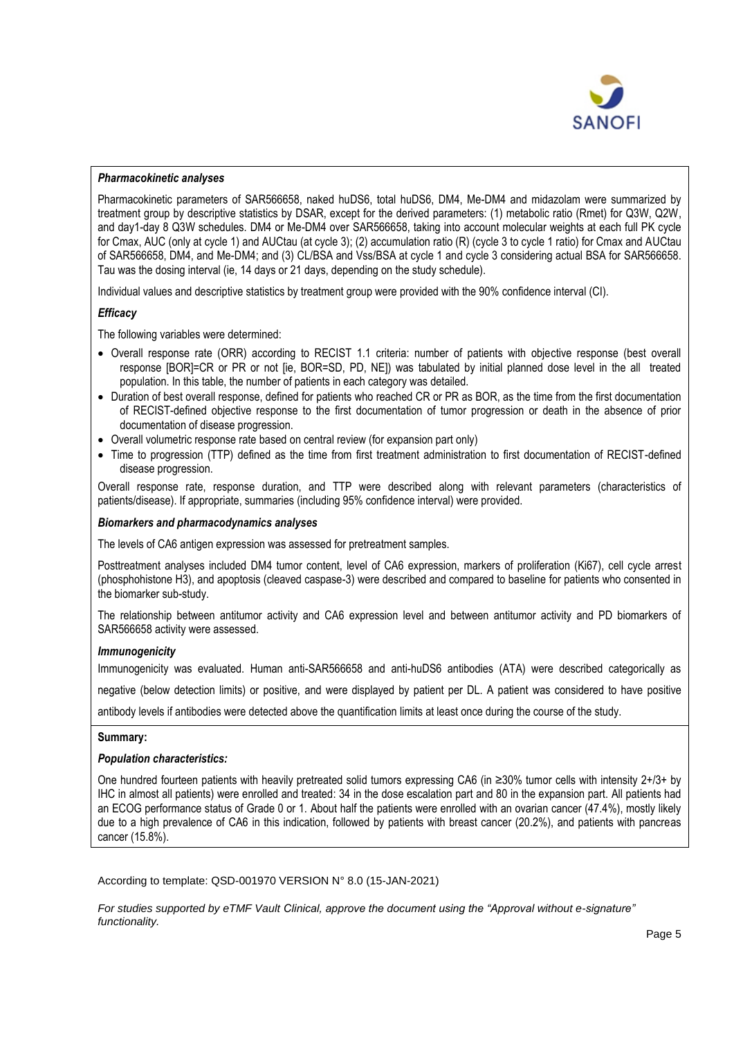*Pharmacokinetic analyses*

Pharmacokinetic parameters of SAR566658, naked huDS6, total huDS6, DM4, Me-DM4 and midazolam were summarized by treatment group by descriptive statistics by DSAR, except for the derived parameters: (1) metabolic ratio (Rmet) for Q3W, Q2W, and day1-day 8 Q3W schedules. DM4 or Me-DM4 over SAR566658, taking into account molecular weights at each full PK cycle for Cmax, AUC (only at cycle 1) and AUCtau (at cycle 3); (2) accumulation ratio (R) (cycle 3 to cycle 1 ratio) for Cmax and AUCtau of SAR566658, DM4, and Me-DM4; and (3) CL/BSA and Vss/BSA at cycle 1 and cycle 3 considering actual BSA for SAR566658. Tau was the dosing interval (ie, 14 days or 21 days, depending on the study schedule).

Individual values and descriptive statistics by treatment group were provided with the 90% confidence interval (CI).

*Efficacy*

The following variables were determined:

- Overall response rate (ORR) according to RECIST 1.1 criteria: number of patients with objective response (best overall response [BOR]=CR or PR or not [ie, BOR=SD, PD, NE]) was tabulated by initial planned dose level in the all treated population. In this table, the number of patients in each category was detailed.
- Duration of best overall response, defined for patients who reached CR or PR as BOR, as the time from the first documentation of RECIST-defined objective response to the first documentation of tumor progression or death in the absence of prior documentation of disease progression.
- Overall volumetric response rate based on central review (for expansion part only)
- Time to progression (TTP) defined as the time from first treatment administration to first documentation of RECIST-defined disease progression.

Overall response rate, response duration, and TTP were described along with relevant parameters (characteristics of patients/disease). If appropriate, summaries (including 95% confidence interval) were provided.

*Biomarkers and pharmacodynamics analyses*

The levels of CA6 antigen expression was assessed for pretreatment samples.

Posttreatment analyses included DM4 tumor content, level of CA6 expression, markers of proliferation (Ki67), cell cycle arrest (phosphohistone H3), and apoptosis (cleaved caspase-3) were described and compared to baseline for patients who consented in the biomarker sub-study.

The relationship between antitumor activity and CA6 expression level and between antitumor activity and PD biomarkers of SAR566658 activity were assessed.

*Immunogenicity*

Immunogenicity was evaluated. Human anti-SAR566658 and anti-huDS6 antibodies (ATA) were described categorically as negative (below detection limits) or positive, and were displayed by patient per DL. A patient was considered to have positive antibody levels if antibodies were detected above the quantification limits at least once during the course of the study.

**Summary:**

*Population characteristics:*

One hundred fourteen patients with heavily pretreated solid tumors expressing CA6 (in ≥30% tumor cells with intensity 2+/3+ by IHC in almost all patients) were enrolled and treated: 34 in the dose escalation part and 80 in the expansion part. All patients had an ECOG performance status of Grade 0 or 1. About half the patients were enrolled with an ovarian cancer (47.4%), mostly likely due to a high prevalence of CA6 in this indication, followed by patients with breast cancer (20.2%), and patients with pancreas cancer (15.8%).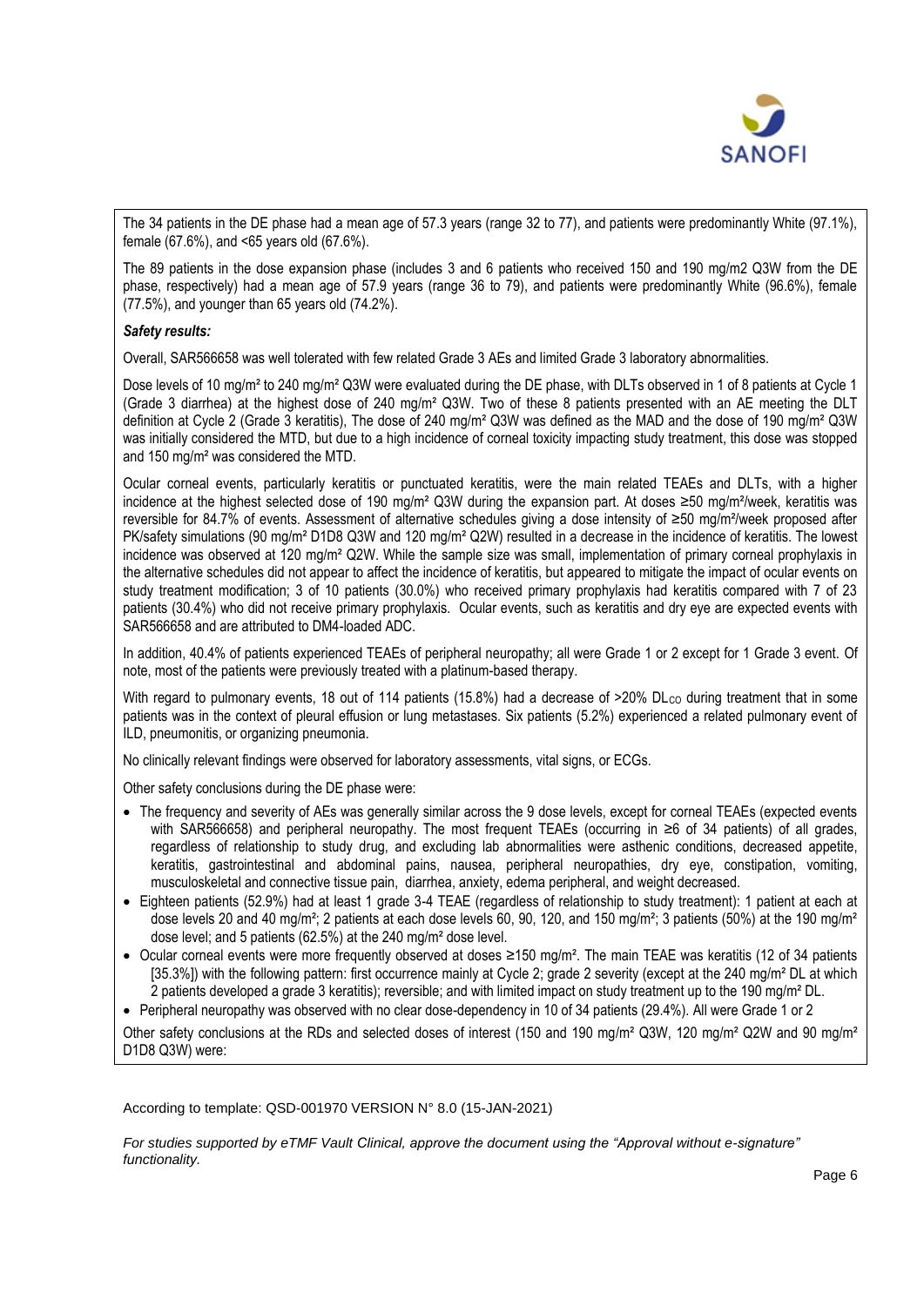The 34 patients in the DE phase had a mean age of 57.3 years (range 32 to 77), and patients were predominantly White (97.1%), female (67.6%), and <65 years old (67.6%).

The 89 patients in the dose expansion phase (includes 3 and 6 patients who received 150 and 190 mg/m2 Q3W from the DE phase, respectively) had a mean age of 57.9 years (range 36 to 79), and patients were predominantly White (96.6%), female (77.5%), and younger than 65 years old (74.2%).

***Safety results:***

Overall, SAR566658 was well tolerated with few related Grade 3 AEs and limited Grade 3 laboratory abnormalities.

Dose levels of 10 mg/m² to 240 mg/m² Q3W were evaluated during the DE phase, with DLTs observed in 1 of 8 patients at Cycle 1 (Grade 3 diarrhea) at the highest dose of 240 mg/m² Q3W. Two of these 8 patients presented with an AE meeting the DLT definition at Cycle 2 (Grade 3 keratitis), The dose of 240 mg/m² Q3W was defined as the MAD and the dose of 190 mg/m² Q3W was initially considered the MTD, but due to a high incidence of corneal toxicity impacting study treatment, this dose was stopped and 150 mg/m² was considered the MTD.

Ocular corneal events, particularly keratitis or punctuated keratitis, were the main related TEAEs and DLTs, with a higher incidence at the highest selected dose of 190 mg/m² Q3W during the expansion part. At doses ≥50 mg/m²/week, keratitis was reversible for 84.7% of events. Assessment of alternative schedules giving a dose intensity of ≥50 mg/m²/week proposed after PK/safety simulations (90 mg/m² D1D8 Q3W and 120 mg/m² Q2W) resulted in a decrease in the incidence of keratitis. The lowest incidence was observed at 120 mg/m² Q2W. While the sample size was small, implementation of primary corneal prophylaxis in the alternative schedules did not appear to affect the incidence of keratitis, but appeared to mitigate the impact of ocular events on study treatment modification; 3 of 10 patients (30.0%) who received primary prophylaxis had keratitis compared with 7 of 23 patients (30.4%) who did not receive primary prophylaxis. Ocular events, such as keratitis and dry eye are expected events with SAR566658 and are attributed to DM4-loaded ADC.

In addition, 40.4% of patients experienced TEAEs of peripheral neuropathy; all were Grade 1 or 2 except for 1 Grade 3 event. Of note, most of the patients were previously treated with a platinum-based therapy.

With regard to pulmonary events, 18 out of 114 patients (15.8%) had a decrease of >20% $DL_{CO}$ during treatment that in some patients was in the context of pleural effusion or lung metastases. Six patients (5.2%) experienced a related pulmonary event of ILD, pneumonitis, or organizing pneumonia.

No clinically relevant findings were observed for laboratory assessments, vital signs, or ECGs.

Other safety conclusions during the DE phase were:

- The frequency and severity of AEs was generally similar across the 9 dose levels, except for corneal TEAEs (expected events with SAR566658) and peripheral neuropathy. The most frequent TEAEs (occurring in ≥6 of 34 patients) of all grades, regardless of relationship to study drug, and excluding lab abnormalities were asthenic conditions, decreased appetite, keratitis, gastrointestinal and abdominal pains, nausea, peripheral neuropathies, dry eye, constipation, vomiting, musculoskeletal and connective tissue pain, diarrhea, anxiety, edema peripheral, and weight decreased.
- Eighteen patients (52.9%) had at least 1 grade 3-4 TEAE (regardless of relationship to study treatment): 1 patient at each at dose levels 20 and 40 mg/m²; 2 patients at each dose levels 60, 90, 120, and 150 mg/m²; 3 patients (50%) at the 190 mg/m² dose level; and 5 patients (62.5%) at the 240 mg/m² dose level.
- Ocular corneal events were more frequently observed at doses ≥150 mg/m². The main TEAE was keratitis (12 of 34 patients [35.3%]) with the following pattern: first occurrence mainly at Cycle 2; grade 2 severity (except at the 240 mg/m² DL at which 2 patients developed a grade 3 keratitis); reversible; and with limited impact on study treatment up to the 190 mg/m² DL.
- Peripheral neuropathy was observed with no clear dose-dependency in 10 of 34 patients (29.4%). All were Grade 1 or 2

Other safety conclusions at the RDs and selected doses of interest (150 and 190 mg/m² Q3W, 120 mg/m² Q2W and 90 mg/m² D1D8 Q3W) were:

According to template: QSD-001970 VERSION N° 8.0 (15-JAN-2021)

*For studies supported by eTMF Vault Clinical, approve the document using the "Approval without e-signature" functionality.*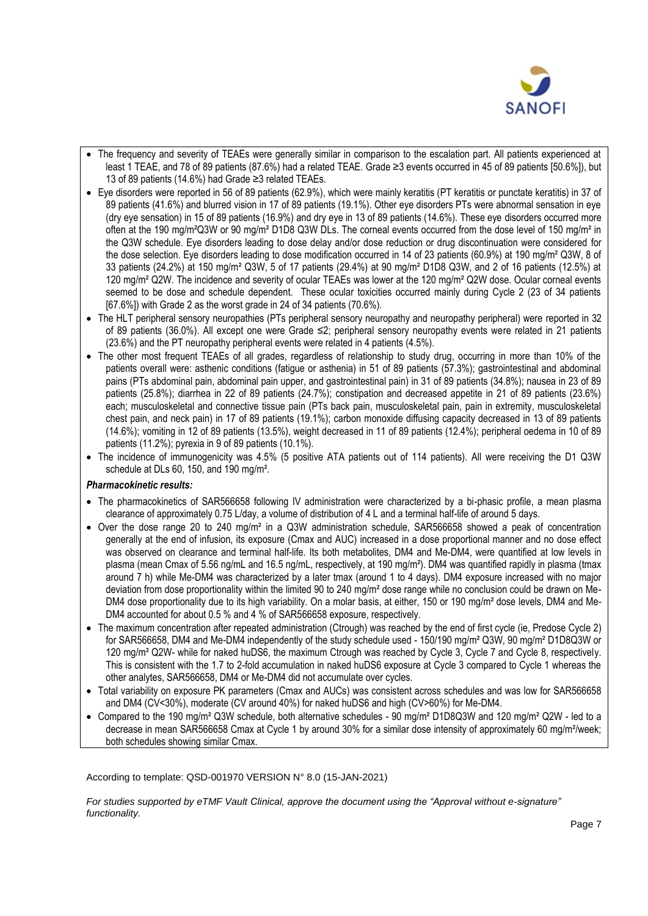- The frequency and severity of TEAEs were generally similar in comparison to the escalation part. All patients experienced at least 1 TEAE, and 78 of 89 patients (87.6%) had a related TEAE. Grade ≥3 events occurred in 45 of 89 patients [50.6%]), but 13 of 89 patients (14.6%) had Grade ≥3 related TEAEs.
- Eye disorders were reported in 56 of 89 patients (62.9%), which were mainly keratitis (PT keratitis or punctate keratitis) in 37 of 89 patients (41.6%) and blurred vision in 17 of 89 patients (19.1%). Other eye disorders PTs were abnormal sensation in eye (dry eye sensation) in 15 of 89 patients (16.9%) and dry eye in 13 of 89 patients (14.6%). These eye disorders occurred more often at the 190 mg/m²Q3W or 90 mg/m² D1D8 Q3W DLs. The corneal events occurred from the dose level of 150 mg/m² in the Q3W schedule. Eye disorders leading to dose delay and/or dose reduction or drug discontinuation were considered for the dose selection. Eye disorders leading to dose modification occurred in 14 of 23 patients (60.9%) at 190 mg/m² Q3W, 8 of 33 patients (24.2%) at 150 mg/m² Q3W, 5 of 17 patients (29.4%) at 90 mg/m² D1D8 Q3W, and 2 of 16 patients (12.5%) at 120 mg/m² Q2W. The incidence and severity of ocular TEAEs was lower at the 120 mg/m² Q2W dose. Ocular corneal events seemed to be dose and schedule dependent. These ocular toxicities occurred mainly during Cycle 2 (23 of 34 patients [67.6%]) with Grade 2 as the worst grade in 24 of 34 patients (70.6%).
- The HLT peripheral sensory neuropathies (PTs peripheral sensory neuropathy and neuropathy peripheral) were reported in 32 of 89 patients (36.0%). All except one were Grade ≤2; peripheral sensory neuropathy events were related in 21 patients (23.6%) and the PT neuropathy peripheral events were related in 4 patients (4.5%).
- The other most frequent TEAEs of all grades, regardless of relationship to study drug, occurring in more than 10% of the patients overall were: asthenic conditions (fatigue or asthenia) in 51 of 89 patients (57.3%); gastrointestinal and abdominal pains (PTs abdominal pain, abdominal pain upper, and gastrointestinal pain) in 31 of 89 patients (34.8%); nausea in 23 of 89 patients (25.8%); diarrhea in 22 of 89 patients (24.7%); constipation and decreased appetite in 21 of 89 patients (23.6%) each; musculoskeletal and connective tissue pain (PTs back pain, musculoskeletal pain, pain in extremity, musculoskeletal chest pain, and neck pain) in 17 of 89 patients (19.1%); carbon monoxide diffusing capacity decreased in 13 of 89 patients (14.6%); vomiting in 12 of 89 patients (13.5%), weight decreased in 11 of 89 patients (12.4%); peripheral oedema in 10 of 89 patients (11.2%); pyrexia in 9 of 89 patients (10.1%).
- The incidence of immunogenicity was 4.5% (5 positive ATA patients out of 114 patients). All were receiving the D1 Q3W schedule at DLs 60, 150, and 190 mg/m².

***Pharmacokinetic results:***

- The pharmacokinetics of SAR566658 following IV administration were characterized by a bi-phasic profile, a mean plasma clearance of approximately 0.75 L/day, a volume of distribution of 4 L and a terminal half-life of around 5 days.
- Over the dose range 20 to 240 mg/m² in a Q3W administration schedule, SAR566658 showed a peak of concentration generally at the end of infusion, its exposure (Cmax and AUC) increased in a dose proportional manner and no dose effect was observed on clearance and terminal half-life. Its both metabolites, DM4 and Me-DM4, were quantified at low levels in plasma (mean Cmax of 5.56 ng/mL and 16.5 ng/mL, respectively, at 190 mg/m²). DM4 was quantified rapidly in plasma (tmax around 7 h) while Me-DM4 was characterized by a later tmax (around 1 to 4 days). DM4 exposure increased with no major deviation from dose proportionality within the limited 90 to 240 mg/m² dose range while no conclusion could be drawn on Me-DM4 dose proportionality due to its high variability. On a molar basis, at either, 150 or 190 mg/m² dose levels, DM4 and Me-DM4 accounted for about 0.5 % and 4 % of SAR566658 exposure, respectively.
- The maximum concentration after repeated administration (Ctrough) was reached by the end of first cycle (ie, Predose Cycle 2) for SAR566658, DM4 and Me-DM4 independently of the study schedule used - 150/190 mg/m² Q3W, 90 mg/m² D1D8Q3W or 120 mg/m² Q2W- while for naked huDS6, the maximum Ctrough was reached by Cycle 3, Cycle 7 and Cycle 8, respectively. This is consistent with the 1.7 to 2-fold accumulation in naked huDS6 exposure at Cycle 3 compared to Cycle 1 whereas the other analytes, SAR566658, DM4 or Me-DM4 did not accumulate over cycles.
- Total variability on exposure PK parameters (Cmax and AUCs) was consistent across schedules and was low for SAR566658 and DM4 (CV<30%), moderate (CV around 40%) for naked huDS6 and high (CV>60%) for Me-DM4.
- Compared to the 190 mg/m² Q3W schedule, both alternative schedules - 90 mg/m² D1D8Q3W and 120 mg/m² Q2W - led to a decrease in mean SAR566658 Cmax at Cycle 1 by around 30% for a similar dose intensity of approximately 60 mg/m²/week; both schedules showing similar Cmax.

According to template: QSD-001970 VERSION N° 8.0 (15-JAN-2021)

*For studies supported by eTMF Vault Clinical, approve the document using the "Approval without e-signature" functionality.*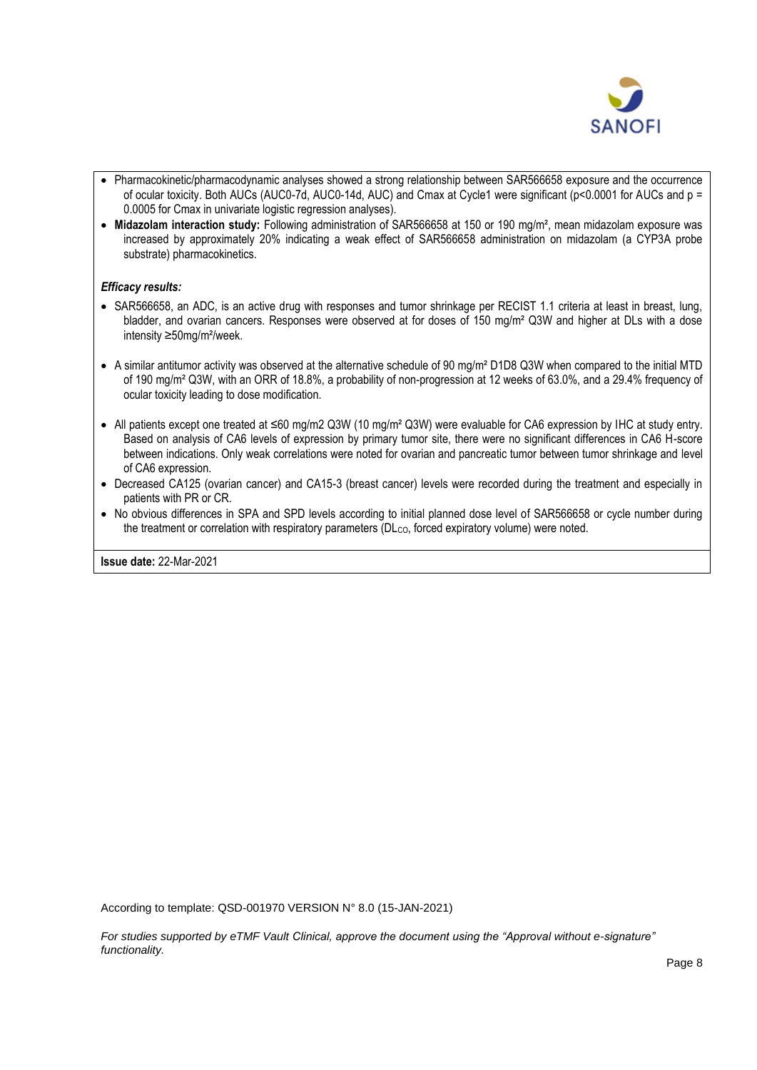- Pharmacokinetic/pharmacodynamic analyses showed a strong relationship between SAR566658 exposure and the occurrence of ocular toxicity. Both AUCs ($AUC_{0-7d}$, $AUC_{0-14d}$, AUC) and $C_{max}$ at Cycle1 were significant ($p<0.0001$ for AUCs and $p = 0.0005$ for $C_{max}$ in univariate logistic regression analyses).
- **Midazolam interaction study:** Following administration of SAR566658 at 150 or 190 mg/m², mean midazolam exposure was increased by approximately 20% indicating a weak effect of SAR566658 administration on midazolam (a CYP3A probe substrate) pharmacokinetics.

***Efficacy results:***

- SAR566658, an ADC, is an active drug with responses and tumor shrinkage per RECIST 1.1 criteria at least in breast, lung, bladder, and ovarian cancers. Responses were observed at for doses of 150 mg/m² Q3W and higher at DLs with a dose intensity ≥50mg/m²/week.
- A similar antitumor activity was observed at the alternative schedule of 90 mg/m² D1D8 Q3W when compared to the initial MTD of 190 mg/m² Q3W, with an ORR of 18.8%, a probability of non-progression at 12 weeks of 63.0%, and a 29.4% frequency of ocular toxicity leading to dose modification.
- All patients except one treated at ≤60 mg/m2 Q3W (10 mg/m² Q3W) were evaluable for CA6 expression by IHC at study entry. Based on analysis of CA6 levels of expression by primary tumor site, there were no significant differences in CA6 H-score between indications. Only weak correlations were noted for ovarian and pancreatic tumor between tumor shrinkage and level of CA6 expression.
- Decreased CA125 (ovarian cancer) and CA15-3 (breast cancer) levels were recorded during the treatment and especially in patients with PR or CR.
- No obvious differences in SPA and SPD levels according to initial planned dose level of SAR566658 or cycle number during the treatment or correlation with respiratory parameters ($DL_{CO}$, forced expiratory volume) were noted.

**Issue date:** 22-Mar-2021

According to template: QSD-001970 VERSION N° 8.0 (15-JAN-2021)

*For studies supported by eTMF Vault Clinical, approve the document using the "Approval without e-signature" functionality.*